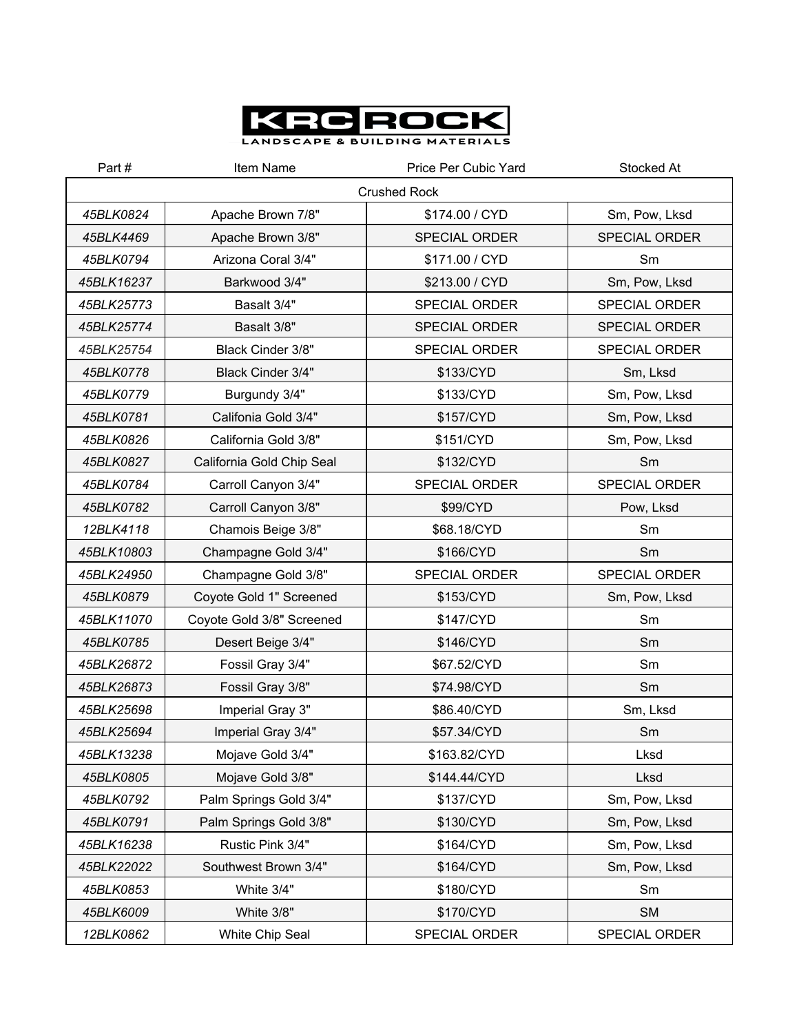# KRC ROCK

LANDSCAPE & BUILDING MATERIALS

| Part # | Item Name | Price Per Cubic Yard | Stocked At |
| --- | --- | --- | --- |
| Crushed Rock | | | |
| *45BLK0824* | Apache Brown 7/8" | $174.00 / CYD | Sm, Pow, Lksd |
| *45BLK4469* | Apache Brown 3/8" | SPECIAL ORDER | SPECIAL ORDER |
| *45BLK0794* | Arizona Coral 3/4" | $171.00 / CYD | Sm |
| *45BLK16237* | Barkwood 3/4" | $213.00 / CYD | Sm, Pow, Lksd |
| *45BLK25773* | Basalt 3/4" | SPECIAL ORDER | SPECIAL ORDER |
| *45BLK25774* | Basalt 3/8" | SPECIAL ORDER | SPECIAL ORDER |
| 45BLK25754 | Black Cinder 3/8" | SPECIAL ORDER | SPECIAL ORDER |
| *45BLK0778* | Black Cinder 3/4" | $133/CYD | Sm, Lksd |
| *45BLK0779* | Burgundy 3/4" | $133/CYD | Sm, Pow, Lksd |
| *45BLK0781* | Califonia Gold 3/4" | $157/CYD | Sm, Pow, Lksd |
| *45BLK0826* | California Gold 3/8" | $151/CYD | Sm, Pow, Lksd |
| *45BLK0827* | California Gold Chip Seal | $132/CYD | Sm |
| *45BLK0784* | Carroll Canyon 3/4" | SPECIAL ORDER | SPECIAL ORDER |
| *45BLK0782* | Carroll Canyon 3/8" | $99/CYD | Pow, Lksd |
| *12BLK4118* | Chamois Beige 3/8" | $68.18/CYD | Sm |
| *45BLK10803* | Champagne Gold 3/4" | $166/CYD | Sm |
| *45BLK24950* | Champagne Gold 3/8" | SPECIAL ORDER | SPECIAL ORDER |
| *45BLK0879* | Coyote Gold 1" Screened | $153/CYD | Sm, Pow, Lksd |
| *45BLK11070* | Coyote Gold 3/8" Screened | $147/CYD | Sm |
| *45BLK0785* | Desert Beige 3/4" | $146/CYD | Sm |
| *45BLK26872* | Fossil Gray 3/4" | $67.52/CYD | Sm |
| *45BLK26873* | Fossil Gray 3/8" | $74.98/CYD | Sm |
| *45BLK25698* | Imperial Gray 3" | $86.40/CYD | Sm, Lksd |
| *45BLK25694* | Imperial Gray 3/4" | $57.34/CYD | Sm |
| *45BLK13238* | Mojave Gold 3/4" | $163.82/CYD | Lksd |
| *45BLK0805* | Mojave Gold 3/8" | $144.44/CYD | Lksd |
| *45BLK0792* | Palm Springs Gold 3/4" | $137/CYD | Sm, Pow, Lksd |
| *45BLK0791* | Palm Springs Gold 3/8" | $130/CYD | Sm, Pow, Lksd |
| *45BLK16238* | Rustic Pink 3/4" | $164/CYD | Sm, Pow, Lksd |
| *45BLK22022* | Southwest Brown 3/4" | $164/CYD | Sm, Pow, Lksd |
| *45BLK0853* | White 3/4" | $180/CYD | Sm |
| *45BLK6009* | White 3/8" | $170/CYD | SM |
| *12BLK0862* | White Chip Seal | SPECIAL ORDER | SPECIAL ORDER |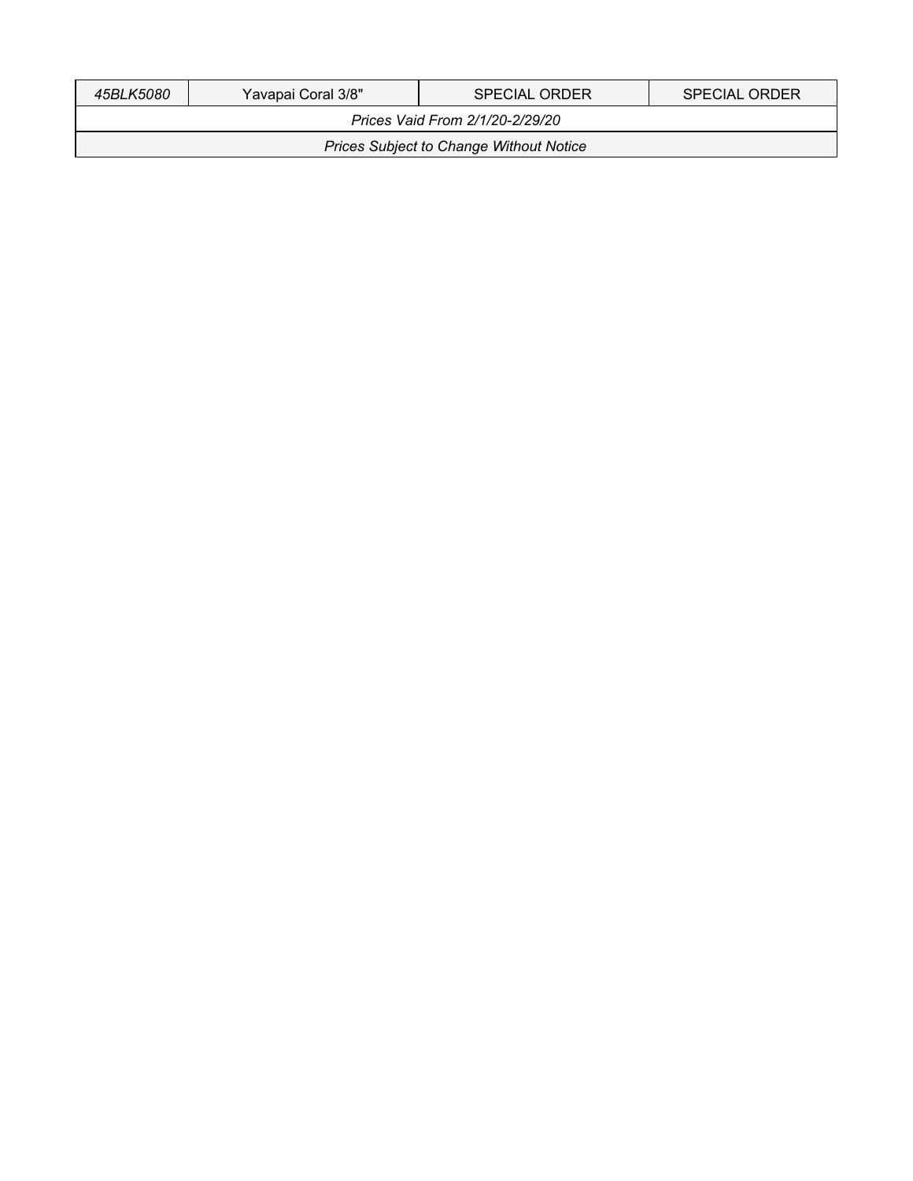| *45BLK5080* | Yavapai Coral 3/8" | SPECIAL ORDER | SPECIAL ORDER |
|---|---|---|---|
| *Prices Vaid From 2/1/20-2/29/20* | | | |
| *Prices Subject to Change Without Notice* | | | |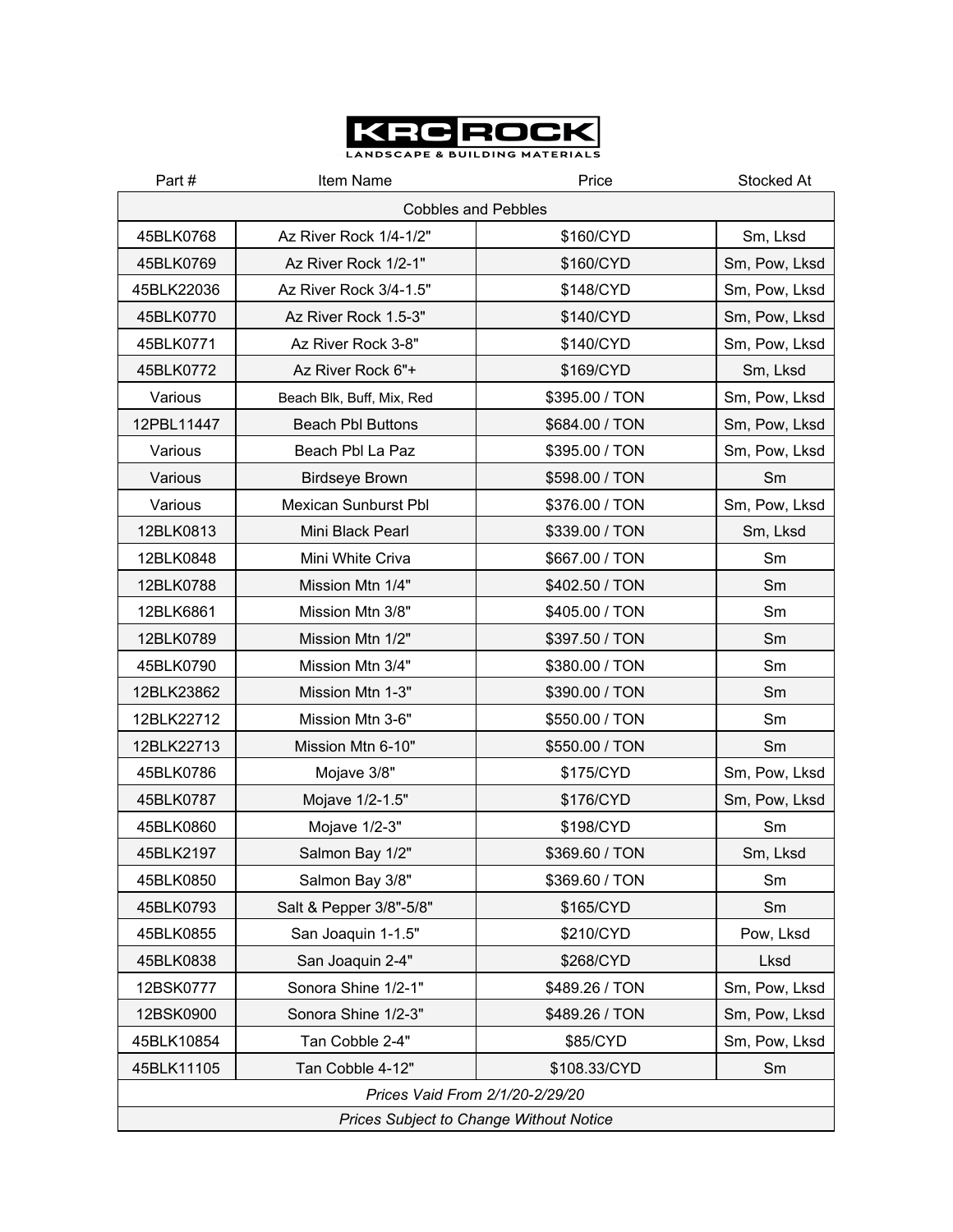**KRC ROCK**
LANDSCAPE & BUILDING MATERIALS

| Part # | Item Name | Price | Stocked At |
|---|---|---|---|
| Cobbles and Pebbles | | | |
| 45BLK0768 | Az River Rock 1/4-1/2" | $160/CYD | Sm, Lksd |
| 45BLK0769 | Az River Rock 1/2-1" | $160/CYD | Sm, Pow, Lksd |
| 45BLK22036 | Az River Rock 3/4-1.5" | $148/CYD | Sm, Pow, Lksd |
| 45BLK0770 | Az River Rock 1.5-3" | $140/CYD | Sm, Pow, Lksd |
| 45BLK0771 | Az River Rock 3-8" | $140/CYD | Sm, Pow, Lksd |
| 45BLK0772 | Az River Rock 6"+ | $169/CYD | Sm, Lksd |
| Various | Beach Blk, Buff, Mix, Red | $395.00 / TON | Sm, Pow, Lksd |
| 12PBL11447 | Beach Pbl Buttons | $684.00 / TON | Sm, Pow, Lksd |
| Various | Beach Pbl La Paz | $395.00 / TON | Sm, Pow, Lksd |
| Various | Birdseye Brown | $598.00 / TON | Sm |
| Various | Mexican Sunburst Pbl | $376.00 / TON | Sm, Pow, Lksd |
| 12BLK0813 | Mini Black Pearl | $339.00 / TON | Sm, Lksd |
| 12BLK0848 | Mini White Criva | $667.00 / TON | Sm |
| 12BLK0788 | Mission Mtn 1/4" | $402.50 / TON | Sm |
| 12BLK6861 | Mission Mtn 3/8" | $405.00 / TON | Sm |
| 12BLK0789 | Mission Mtn 1/2" | $397.50 / TON | Sm |
| 45BLK0790 | Mission Mtn 3/4" | $380.00 / TON | Sm |
| 12BLK23862 | Mission Mtn 1-3" | $390.00 / TON | Sm |
| 12BLK22712 | Mission Mtn 3-6" | $550.00 / TON | Sm |
| 12BLK22713 | Mission Mtn 6-10" | $550.00 / TON | Sm |
| 45BLK0786 | Mojave 3/8" | $175/CYD | Sm, Pow, Lksd |
| 45BLK0787 | Mojave 1/2-1.5" | $176/CYD | Sm, Pow, Lksd |
| 45BLK0860 | Mojave 1/2-3" | $198/CYD | Sm |
| 45BLK2197 | Salmon Bay 1/2" | $369.60 / TON | Sm, Lksd |
| 45BLK0850 | Salmon Bay 3/8" | $369.60 / TON | Sm |
| 45BLK0793 | Salt & Pepper 3/8"-5/8" | $165/CYD | Sm |
| 45BLK0855 | San Joaquin 1-1.5" | $210/CYD | Pow, Lksd |
| 45BLK0838 | San Joaquin 2-4" | $268/CYD | Lksd |
| 12BSK0777 | Sonora Shine 1/2-1" | $489.26 / TON | Sm, Pow, Lksd |
| 12BSK0900 | Sonora Shine 1/2-3" | $489.26 / TON | Sm, Pow, Lksd |
| 45BLK10854 | Tan Cobble 2-4" | $85/CYD | Sm, Pow, Lksd |
| 45BLK11105 | Tan Cobble 4-12" | $108.33/CYD | Sm |

*Prices Vaid From 2/1/20-2/29/20*

*Prices Subject to Change Without Notice*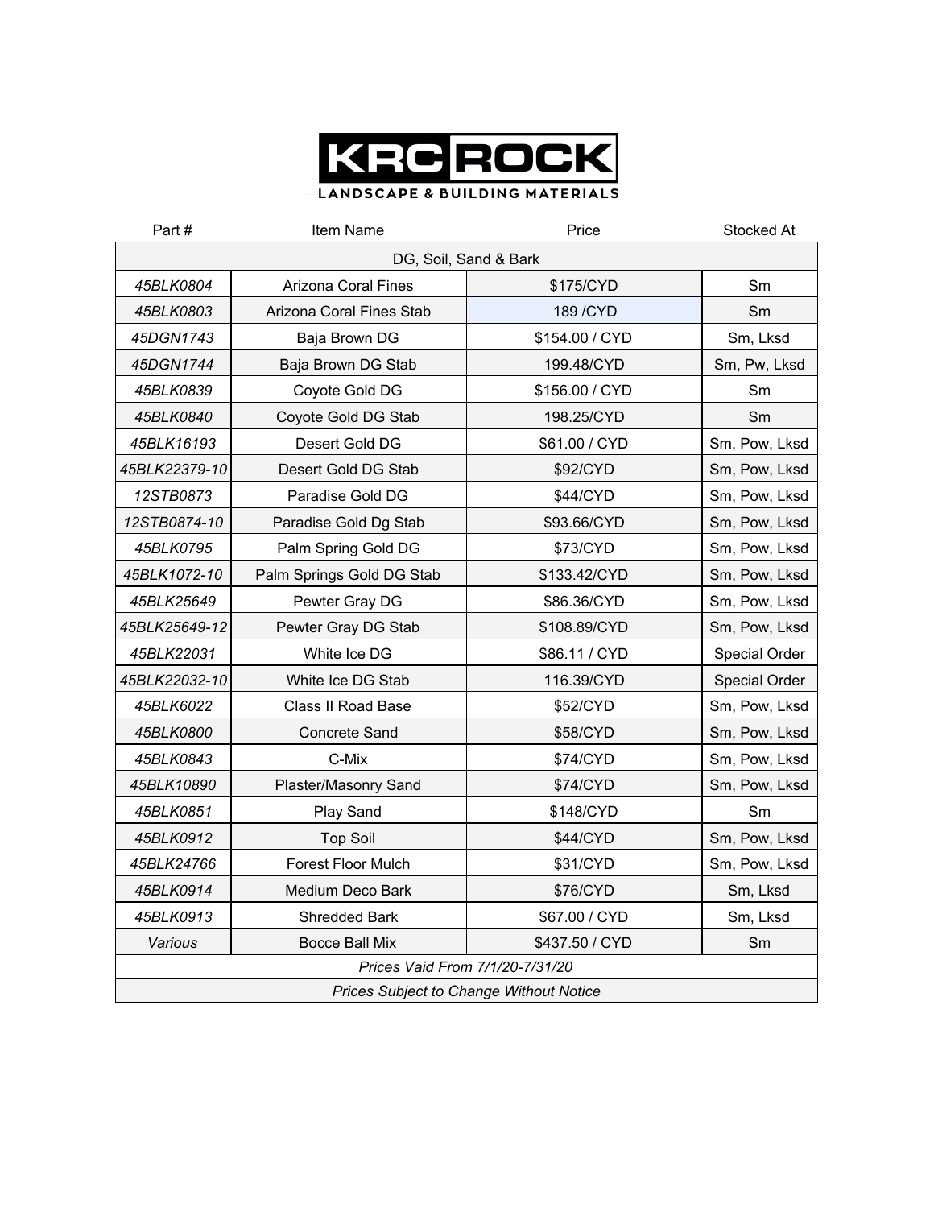# KRC ROCK

LANDSCAPE & BUILDING MATERIALS

| Part # | Item Name | Price | Stocked At |
|---|---|---|---|
| DG, Soil, Sand & Bark | | | |
| *45BLK0804* | Arizona Coral Fines | $175/CYD | Sm |
| *45BLK0803* | Arizona Coral Fines Stab | 189 /CYD | Sm |
| *45DGN1743* | Baja Brown DG | $154.00 / CYD | Sm, Lksd |
| *45DGN1744* | Baja Brown DG Stab | 199.48/CYD | Sm, Pw, Lksd |
| *45BLK0839* | Coyote Gold DG | $156.00 / CYD | Sm |
| *45BLK0840* | Coyote Gold DG Stab | 198.25/CYD | Sm |
| *45BLK16193* | Desert Gold DG | $61.00 / CYD | Sm, Pow, Lksd |
| *45BLK22379-10* | Desert Gold DG Stab | $92/CYD | Sm, Pow, Lksd |
| *12STB0873* | Paradise Gold DG | $44/CYD | Sm, Pow, Lksd |
| *12STB0874-10* | Paradise Gold Dg Stab | $93.66/CYD | Sm, Pow, Lksd |
| *45BLK0795* | Palm Spring Gold DG | $73/CYD | Sm, Pow, Lksd |
| *45BLK1072-10* | Palm Springs Gold DG Stab | $133.42/CYD | Sm, Pow, Lksd |
| *45BLK25649* | Pewter Gray DG | $86.36/CYD | Sm, Pow, Lksd |
| *45BLK25649-12* | Pewter Gray DG Stab | $108.89/CYD | Sm, Pow, Lksd |
| *45BLK22031* | White Ice DG | $86.11 / CYD | Special Order |
| *45BLK22032-10* | White Ice DG Stab | 116.39/CYD | Special Order |
| *45BLK6022* | Class II Road Base | $52/CYD | Sm, Pow, Lksd |
| *45BLK0800* | Concrete Sand | $58/CYD | Sm, Pow, Lksd |
| *45BLK0843* | C-Mix | $74/CYD | Sm, Pow, Lksd |
| *45BLK10890* | Plaster/Masonry Sand | $74/CYD | Sm, Pow, Lksd |
| *45BLK0851* | Play Sand | $148/CYD | Sm |
| *45BLK0912* | Top Soil | $44/CYD | Sm, Pow, Lksd |
| *45BLK24766* | Forest Floor Mulch | $31/CYD | Sm, Pow, Lksd |
| *45BLK0914* | Medium Deco Bark | $76/CYD | Sm, Lksd |
| *45BLK0913* | Shredded Bark | $67.00 / CYD | Sm, Lksd |
| *Various* | Bocce Ball Mix | $437.50 / CYD | Sm |
| *Prices Vaid From 7/1/20-7/31/20* | | | |
| *Prices Subject to Change Without Notice* | | | |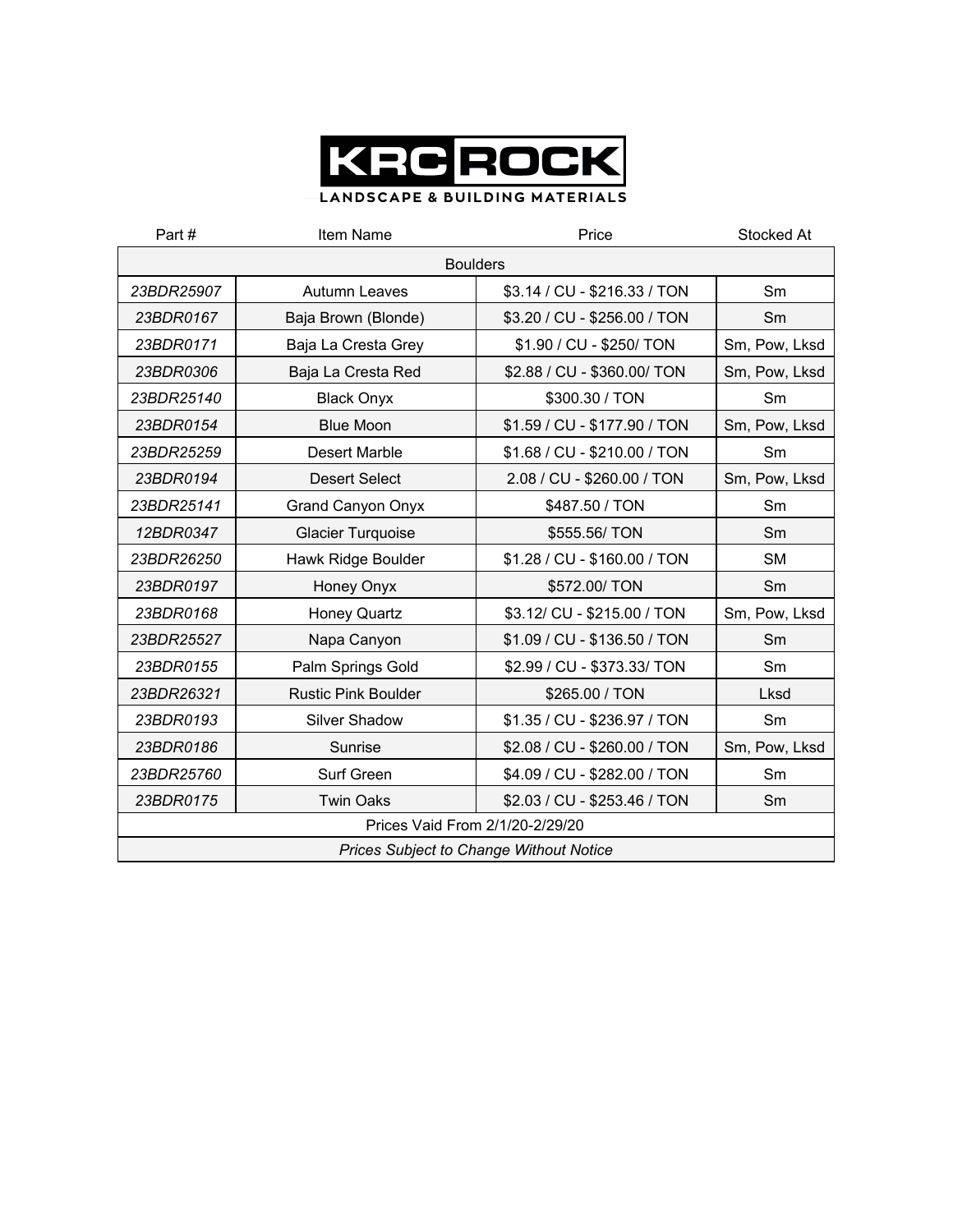# KRC ROCK

LANDSCAPE & BUILDING MATERIALS

| Part # | Item Name | Price | Stocked At |
|---|---|---|---|
| Boulders | | | |
| *23BDR25907* | Autumn Leaves | $3.14 / CU - $216.33 / TON | Sm |
| *23BDR0167* | Baja Brown (Blonde) | $3.20 / CU - $256.00 / TON | Sm |
| *23BDR0171* | Baja La Cresta Grey | $1.90 / CU - $250/ TON | Sm, Pow, Lksd |
| *23BDR0306* | Baja La Cresta Red | $2.88 / CU - $360.00/ TON | Sm, Pow, Lksd |
| *23BDR25140* | Black Onyx | $300.30 / TON | Sm |
| *23BDR0154* | Blue Moon | $1.59 / CU - $177.90 / TON | Sm, Pow, Lksd |
| *23BDR25259* | Desert Marble | $1.68 / CU - $210.00 / TON | Sm |
| *23BDR0194* | Desert Select | 2.08 / CU - $260.00 / TON | Sm, Pow, Lksd |
| *23BDR25141* | Grand Canyon Onyx | $487.50 / TON | Sm |
| *12BDR0347* | Glacier Turquoise | $555.56/ TON | Sm |
| *23BDR26250* | Hawk Ridge Boulder | $1.28 / CU - $160.00 / TON | SM |
| *23BDR0197* | Honey Onyx | $572.00/ TON | Sm |
| *23BDR0168* | Honey Quartz | $3.12/ CU - $215.00 / TON | Sm, Pow, Lksd |
| *23BDR25527* | Napa Canyon | $1.09 / CU - $136.50 / TON | Sm |
| *23BDR0155* | Palm Springs Gold | $2.99 / CU - $373.33/ TON | Sm |
| *23BDR26321* | Rustic Pink Boulder | $265.00 / TON | Lksd |
| *23BDR0193* | Silver Shadow | $1.35 / CU - $236.97 / TON | Sm |
| *23BDR0186* | Sunrise | $2.08 / CU - $260.00 / TON | Sm, Pow, Lksd |
| *23BDR25760* | Surf Green | $4.09 / CU - $282.00 / TON | Sm |
| *23BDR0175* | Twin Oaks | $2.03 / CU - $253.46 / TON | Sm |
| Prices Vaid From 2/1/20-2/29/20 | | | |
| *Prices Subject to Change Without Notice* | | | |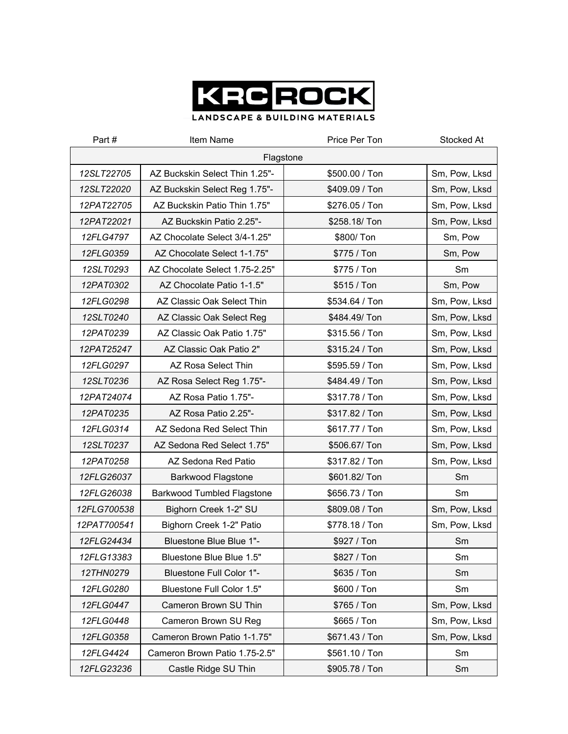KRC ROCK
LANDSCAPE & BUILDING MATERIALS

| Part # | Item Name | Price Per Ton | Stocked At |
|---|---|---|---|
| Flagstone | | | |
| *12SLT22705* | AZ Buckskin Select Thin 1.25"- | $500.00 / Ton | Sm, Pow, Lksd |
| *12SLT22020* | AZ Buckskin Select Reg 1.75"- | $409.09 / Ton | Sm, Pow, Lksd |
| *12PAT22705* | AZ Buckskin Patio Thin 1.75" | $276.05 / Ton | Sm, Pow, Lksd |
| *12PAT22021* | AZ Buckskin Patio 2.25"- | $258.18/ Ton | Sm, Pow, Lksd |
| *12FLG4797* | AZ Chocolate Select 3/4-1.25" | $800/ Ton | Sm, Pow |
| *12FLG0359* | AZ Chocolate Select 1-1.75" | $775 / Ton | Sm, Pow |
| *12SLT0293* | AZ Chocolate Select 1.75-2.25" | $775 / Ton | Sm |
| *12PAT0302* | AZ Chocolate Patio 1-1.5" | $515 / Ton | Sm, Pow |
| *12FLG0298* | AZ Classic Oak Select Thin | $534.64 / Ton | Sm, Pow, Lksd |
| *12SLT0240* | AZ Classic Oak Select Reg | $484.49/ Ton | Sm, Pow, Lksd |
| *12PAT0239* | AZ Classic Oak Patio 1.75" | $315.56 / Ton | Sm, Pow, Lksd |
| *12PAT25247* | AZ Classic Oak Patio 2" | $315.24 / Ton | Sm, Pow, Lksd |
| *12FLG0297* | AZ Rosa Select Thin | $595.59 / Ton | Sm, Pow, Lksd |
| *12SLT0236* | AZ Rosa Select Reg 1.75"- | $484.49 / Ton | Sm, Pow, Lksd |
| *12PAT24074* | AZ Rosa Patio 1.75"- | $317.78 / Ton | Sm, Pow, Lksd |
| *12PAT0235* | AZ Rosa Patio 2.25"- | $317.82 / Ton | Sm, Pow, Lksd |
| *12FLG0314* | AZ Sedona Red Select Thin | $617.77 / Ton | Sm, Pow, Lksd |
| *12SLT0237* | AZ Sedona Red Select 1.75" | $506.67/ Ton | Sm, Pow, Lksd |
| *12PAT0258* | AZ Sedona Red Patio | $317.82 / Ton | Sm, Pow, Lksd |
| *12FLG26037* | Barkwood Flagstone | $601.82/ Ton | Sm |
| *12FLG26038* | Barkwood Tumbled Flagstone | $656.73 / Ton | Sm |
| *12FLG700538* | Bighorn Creek 1-2" SU | $809.08 / Ton | Sm, Pow, Lksd |
| *12PAT700541* | Bighorn Creek 1-2" Patio | $778.18 / Ton | Sm, Pow, Lksd |
| *12FLG24434* | Bluestone Blue Blue 1"- | $927 / Ton | Sm |
| *12FLG13383* | Bluestone Blue Blue 1.5" | $827 / Ton | Sm |
| *12THN0279* | Bluestone Full Color 1"- | $635 / Ton | Sm |
| *12FLG0280* | Bluestone Full Color 1.5" | $600 / Ton | Sm |
| *12FLG0447* | Cameron Brown SU Thin | $765 / Ton | Sm, Pow, Lksd |
| *12FLG0448* | Cameron Brown SU Reg | $665 / Ton | Sm, Pow, Lksd |
| *12FLG0358* | Cameron Brown Patio 1-1.75" | $671.43 / Ton | Sm, Pow, Lksd |
| *12FLG4424* | Cameron Brown Patio 1.75-2.5" | $561.10 / Ton | Sm |
| *12FLG23236* | Castle Ridge SU Thin | $905.78 / Ton | Sm |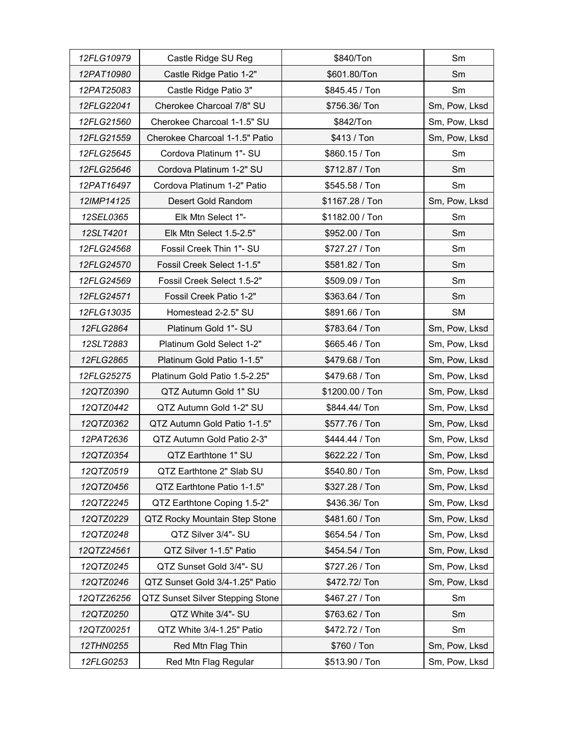| | | | |
|---|---|---|---|
| *12FLG10979* | Castle Ridge SU Reg | $840/Ton | Sm |
| *12PAT10980* | Castle Ridge Patio 1-2" | $601.80/Ton | Sm |
| *12PAT25083* | Castle Ridge Patio 3" | $845.45 / Ton | Sm |
| *12FLG22041* | Cherokee Charcoal 7/8" SU | $756.36/ Ton | Sm, Pow, Lksd |
| *12FLG21560* | Cherokee Charcoal 1-1.5" SU | $842/Ton | Sm, Pow, Lksd |
| *12FLG21559* | Cherokee Charcoal 1-1.5" Patio | $413 / Ton | Sm, Pow, Lksd |
| *12FLG25645* | Cordova Platinum 1"- SU | $860.15 / Ton | Sm |
| *12FLG25646* | Cordova Platinum 1-2" SU | $712.87 / Ton | Sm |
| *12PAT16497* | Cordova Platinum 1-2" Patio | $545.58 / Ton | Sm |
| *12IMP14125* | Desert Gold Random | $1167.28 / Ton | Sm, Pow, Lksd |
| *12SEL0365* | Elk Mtn Select 1"- | $1182.00 / Ton | Sm |
| *12SLT4201* | Elk Mtn Select 1.5-2.5" | $952.00 / Ton | Sm |
| *12FLG24568* | Fossil Creek Thin 1"- SU | $727.27 / Ton | Sm |
| *12FLG24570* | Fossil Creek Select 1-1.5" | $581.82 / Ton | Sm |
| *12FLG24569* | Fossil Creek Select 1.5-2" | $509.09 / Ton | Sm |
| *12FLG24571* | Fossil Creek Patio 1-2" | $363.64 / Ton | Sm |
| *12FLG13035* | Homestead 2-2.5" SU | $891.66 / Ton | SM |
| *12FLG2864* | Platinum Gold 1"- SU | $783.64 / Ton | Sm, Pow, Lksd |
| *12SLT2883* | Platinum Gold Select 1-2" | $665.46 / Ton | Sm, Pow, Lksd |
| *12FLG2865* | Platinum Gold Patio 1-1.5" | $479.68 / Ton | Sm, Pow, Lksd |
| *12FLG25275* | Platinum Gold Patio 1.5-2.25" | $479.68 / Ton | Sm, Pow, Lksd |
| *12QTZ0390* | QTZ Autumn Gold 1" SU | $1200.00 / Ton | Sm, Pow, Lksd |
| *12QTZ0442* | QTZ Autumn Gold 1-2" SU | $844.44/ Ton | Sm, Pow, Lksd |
| *12QTZ0362* | QTZ Autumn Gold Patio 1-1.5" | $577.76 / Ton | Sm, Pow, Lksd |
| *12PAT2636* | QTZ Autumn Gold Patio 2-3" | $444.44 / Ton | Sm, Pow, Lksd |
| *12QTZ0354* | QTZ Earthtone 1" SU | $622.22 / Ton | Sm, Pow, Lksd |
| *12QTZ0519* | QTZ Earthtone 2" Slab SU | $540.80 / Ton | Sm, Pow, Lksd |
| *12QTZ0456* | QTZ Earthtone Patio 1-1.5" | $327.28 / Ton | Sm, Pow, Lksd |
| *12QTZ2245* | QTZ Earthtone Coping 1.5-2" | $436.36/ Ton | Sm, Pow, Lksd |
| *12QTZ0229* | QTZ Rocky Mountain Step Stone | $481.60 / Ton | Sm, Pow, Lksd |
| *12QTZ0248* | QTZ Silver 3/4"- SU | $654.54 / Ton | Sm, Pow, Lksd |
| *12QTZ24561* | QTZ Silver 1-1.5" Patio | $454.54 / Ton | Sm, Pow, Lksd |
| *12QTZ0245* | QTZ Sunset Gold 3/4"- SU | $727.26 / Ton | Sm, Pow, Lksd |
| *12QTZ0246* | QTZ Sunset Gold 3/4-1.25" Patio | $472.72/ Ton | Sm, Pow, Lksd |
| *12QTZ26256* | QTZ Sunset Silver Stepping Stone | $467.27 / Ton | Sm |
| *12QTZ0250* | QTZ White 3/4"- SU | $763.62 / Ton | Sm |
| *12QTZ00251* | QTZ White 3/4-1.25" Patio | $472.72 / Ton | Sm |
| *12THN0255* | Red Mtn Flag Thin | $760 / Ton | Sm, Pow, Lksd |
| *12FLG0253* | Red Mtn Flag Regular | $513.90 / Ton | Sm, Pow, Lksd |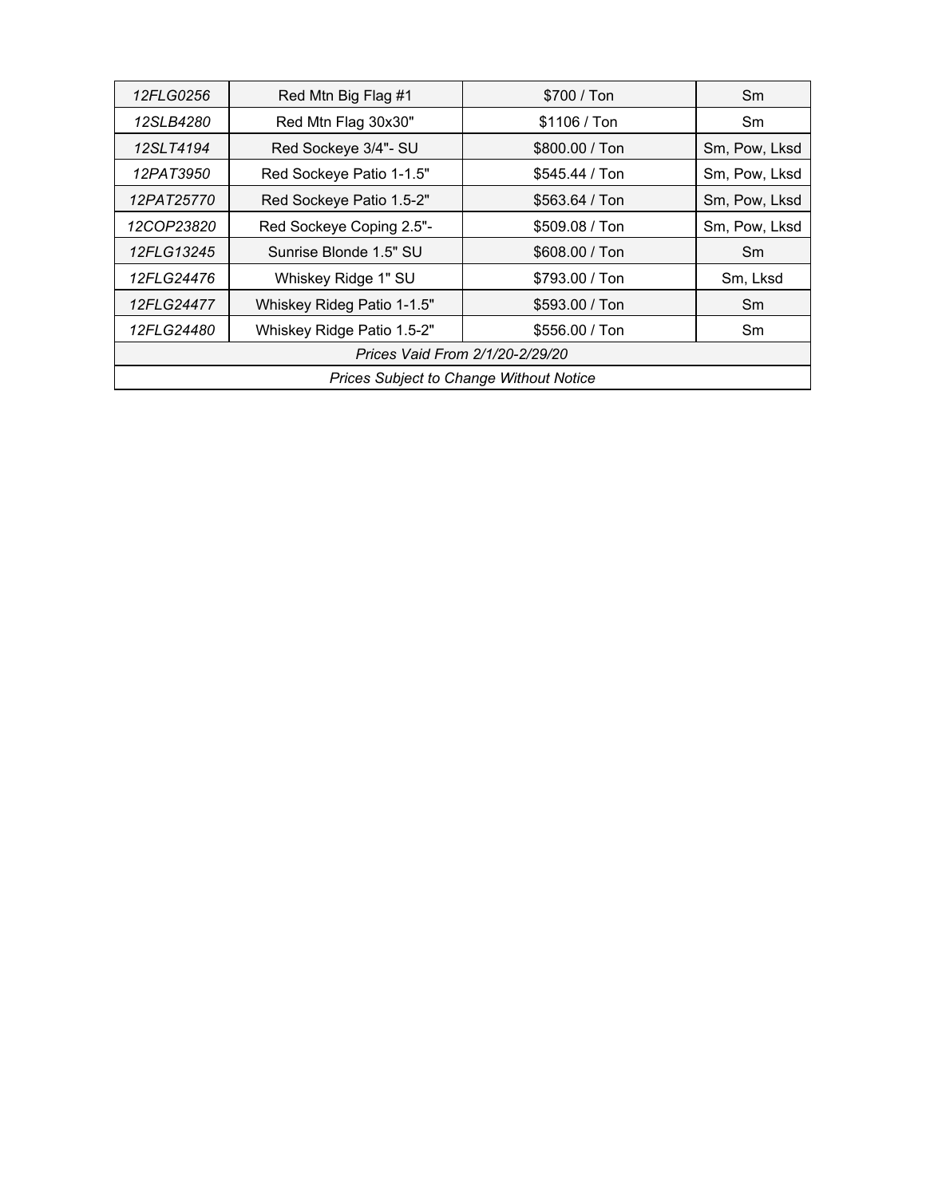| | | | |
|---|---|---|---|
| *12FLG0256* | Red Mtn Big Flag #1 | $700 / Ton | Sm |
| *12SLB4280* | Red Mtn Flag 30x30" | $1106 / Ton | Sm |
| *12SLT4194* | Red Sockeye 3/4"- SU | $800.00 / Ton | Sm, Pow, Lksd |
| *12PAT3950* | Red Sockeye Patio 1-1.5" | $545.44 / Ton | Sm, Pow, Lksd |
| *12PAT25770* | Red Sockeye Patio 1.5-2" | $563.64 / Ton | Sm, Pow, Lksd |
| *12COP23820* | Red Sockeye Coping 2.5"- | $509.08 / Ton | Sm, Pow, Lksd |
| *12FLG13245* | Sunrise Blonde 1.5" SU | $608.00 / Ton | Sm |
| *12FLG24476* | Whiskey Ridge 1" SU | $793.00 / Ton | Sm, Lksd |
| *12FLG24477* | Whiskey Rideg Patio 1-1.5" | $593.00 / Ton | Sm |
| *12FLG24480* | Whiskey Ridge Patio 1.5-2" | $556.00 / Ton | Sm |
| *Prices Vaid From 2/1/20-2/29/20* | | | |
| *Prices Subject to Change Without Notice* | | | |